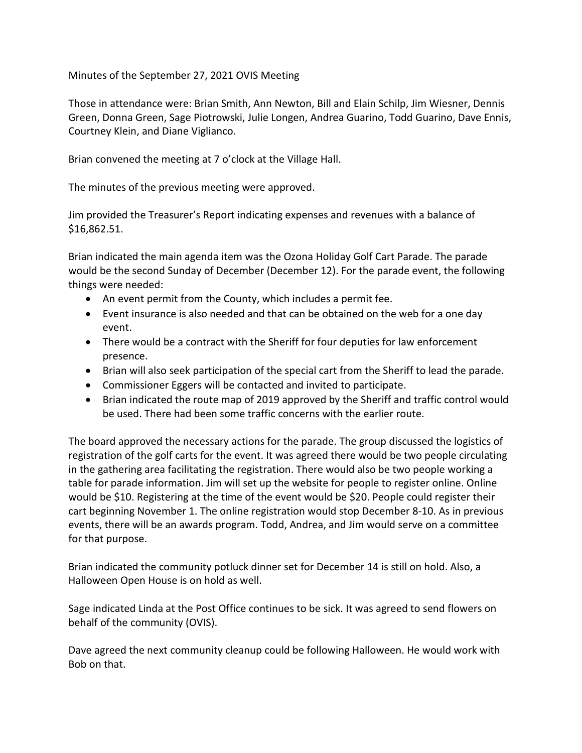Minutes of the September 27, 2021 OVIS Meeting

Those in attendance were: Brian Smith, Ann Newton, Bill and Elain Schilp, Jim Wiesner, Dennis Green, Donna Green, Sage Piotrowski, Julie Longen, Andrea Guarino, Todd Guarino, Dave Ennis, Courtney Klein, and Diane Viglianco.

Brian convened the meeting at 7 o'clock at the Village Hall.

The minutes of the previous meeting were approved.

Jim provided the Treasurer's Report indicating expenses and revenues with a balance of $16,862.51.

Brian indicated the main agenda item was the Ozona Holiday Golf Cart Parade. The parade would be the second Sunday of December (December 12). For the parade event, the following things were needed:

- An event permit from the County, which includes a permit fee.
- Event insurance is also needed and that can be obtained on the web for a one day event.
- There would be a contract with the Sheriff for four deputies for law enforcement presence.
- Brian will also seek participation of the special cart from the Sheriff to lead the parade.
- Commissioner Eggers will be contacted and invited to participate.
- Brian indicated the route map of 2019 approved by the Sheriff and traffic control would be used. There had been some traffic concerns with the earlier route.

The board approved the necessary actions for the parade. The group discussed the logistics of registration of the golf carts for the event. It was agreed there would be two people circulating in the gathering area facilitating the registration. There would also be two people working a table for parade information. Jim will set up the website for people to register online. Online would be $10. Registering at the time of the event would be $20. People could register their cart beginning November 1. The online registration would stop December 8-10. As in previous events, there will be an awards program. Todd, Andrea, and Jim would serve on a committee for that purpose.

Brian indicated the community potluck dinner set for December 14 is still on hold. Also, a Halloween Open House is on hold as well.

Sage indicated Linda at the Post Office continues to be sick. It was agreed to send flowers on behalf of the community (OVIS).

Dave agreed the next community cleanup could be following Halloween. He would work with Bob on that.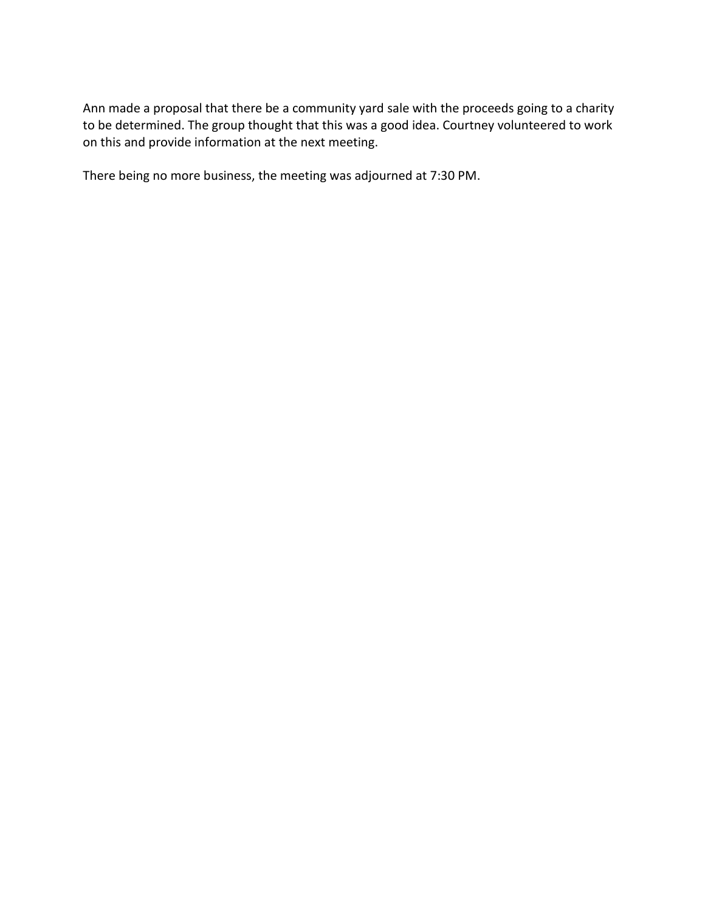Ann made a proposal that there be a community yard sale with the proceeds going to a charity to be determined. The group thought that this was a good idea. Courtney volunteered to work on this and provide information at the next meeting.

There being no more business, the meeting was adjourned at 7:30 PM.